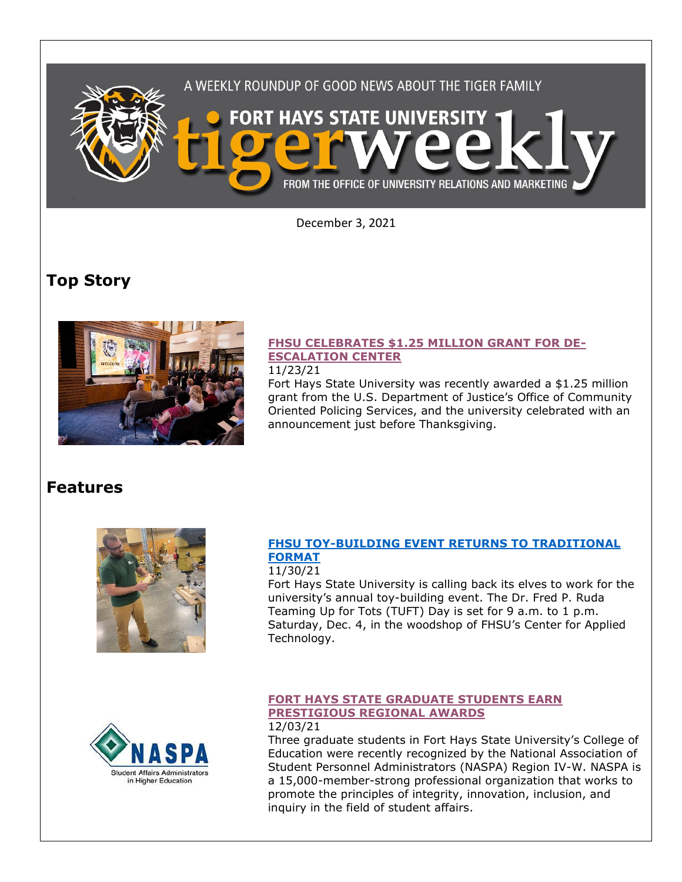A WEEKLY ROUNDUP OF GOOD NEWS ABOUT THE TIGER FAMILY

FORT HAYS STATE UNIVERSITY tigerweekly

FROM THE OFFICE OF UNIVERSITY RELATIONS AND MARKETING

December 3, 2021

## Top Story

### FHSU CELEBRATES $1.25 MILLION GRANT FOR DE-ESCALATION CENTER

11/23/21

Fort Hays State University was recently awarded a $1.25 million grant from the U.S. Department of Justice's Office of Community Oriented Policing Services, and the university celebrated with an announcement just before Thanksgiving.

## Features

### FHSU TOY-BUILDING EVENT RETURNS TO TRADITIONAL FORMAT

11/30/21

Fort Hays State University is calling back its elves to work for the university's annual toy-building event. The Dr. Fred P. Ruda Teaming Up for Tots (TUFT) Day is set for 9 a.m. to 1 p.m. Saturday, Dec. 4, in the woodshop of FHSU's Center for Applied Technology.

### FORT HAYS STATE GRADUATE STUDENTS EARN PRESTIGIOUS REGIONAL AWARDS

12/03/21

Three graduate students in Fort Hays State University's College of Education were recently recognized by the National Association of Student Personnel Administrators (NASPA) Region IV-W. NASPA is a 15,000-member-strong professional organization that works to promote the principles of integrity, innovation, inclusion, and inquiry in the field of student affairs.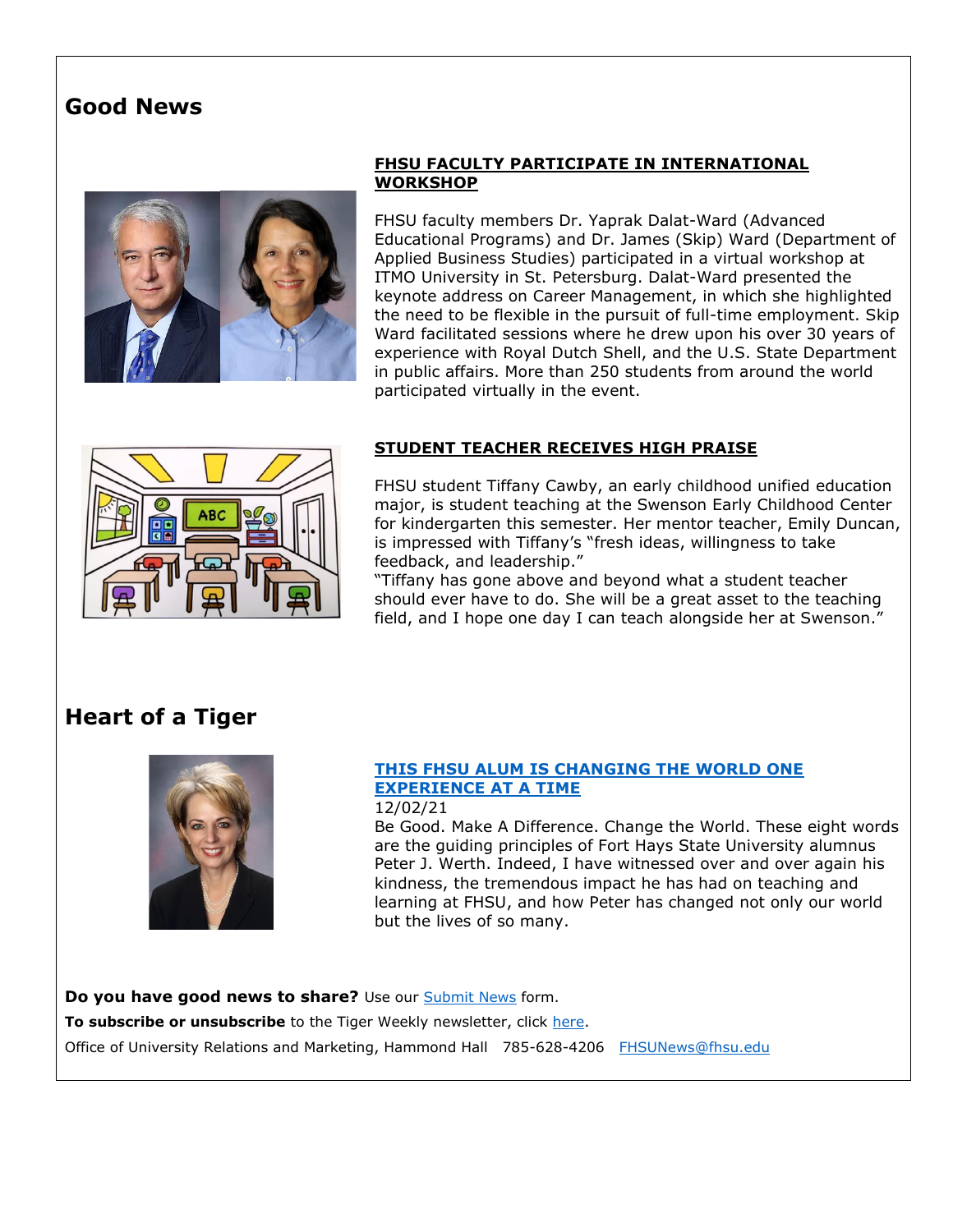## Good News

**FHSU FACULTY PARTICIPATE IN INTERNATIONAL WORKSHOP**

FHSU faculty members Dr. Yaprak Dalat-Ward (Advanced Educational Programs) and Dr. James (Skip) Ward (Department of Applied Business Studies) participated in a virtual workshop at ITMO University in St. Petersburg. Dalat-Ward presented the keynote address on Career Management, in which she highlighted the need to be flexible in the pursuit of full-time employment. Skip Ward facilitated sessions where he drew upon his over 30 years of experience with Royal Dutch Shell, and the U.S. State Department in public affairs. More than 250 students from around the world participated virtually in the event.

**STUDENT TEACHER RECEIVES HIGH PRAISE**

FHSU student Tiffany Cawby, an early childhood unified education major, is student teaching at the Swenson Early Childhood Center for kindergarten this semester. Her mentor teacher, Emily Duncan, is impressed with Tiffany's "fresh ideas, willingness to take feedback, and leadership."

"Tiffany has gone above and beyond what a student teacher should ever have to do. She will be a great asset to the teaching field, and I hope one day I can teach alongside her at Swenson."

## Heart of a Tiger

**THIS FHSU ALUM IS CHANGING THE WORLD ONE EXPERIENCE AT A TIME**

12/02/21

Be Good. Make A Difference. Change the World. These eight words are the guiding principles of Fort Hays State University alumnus Peter J. Werth. Indeed, I have witnessed over and over again his kindness, the tremendous impact he has had on teaching and learning at FHSU, and how Peter has changed not only our world but the lives of so many.

**Do you have good news to share?** Use our Submit News form.

**To subscribe or unsubscribe** to the Tiger Weekly newsletter, click here.

Office of University Relations and Marketing, Hammond Hall 785-628-4206 FHSUNews@fhsu.edu